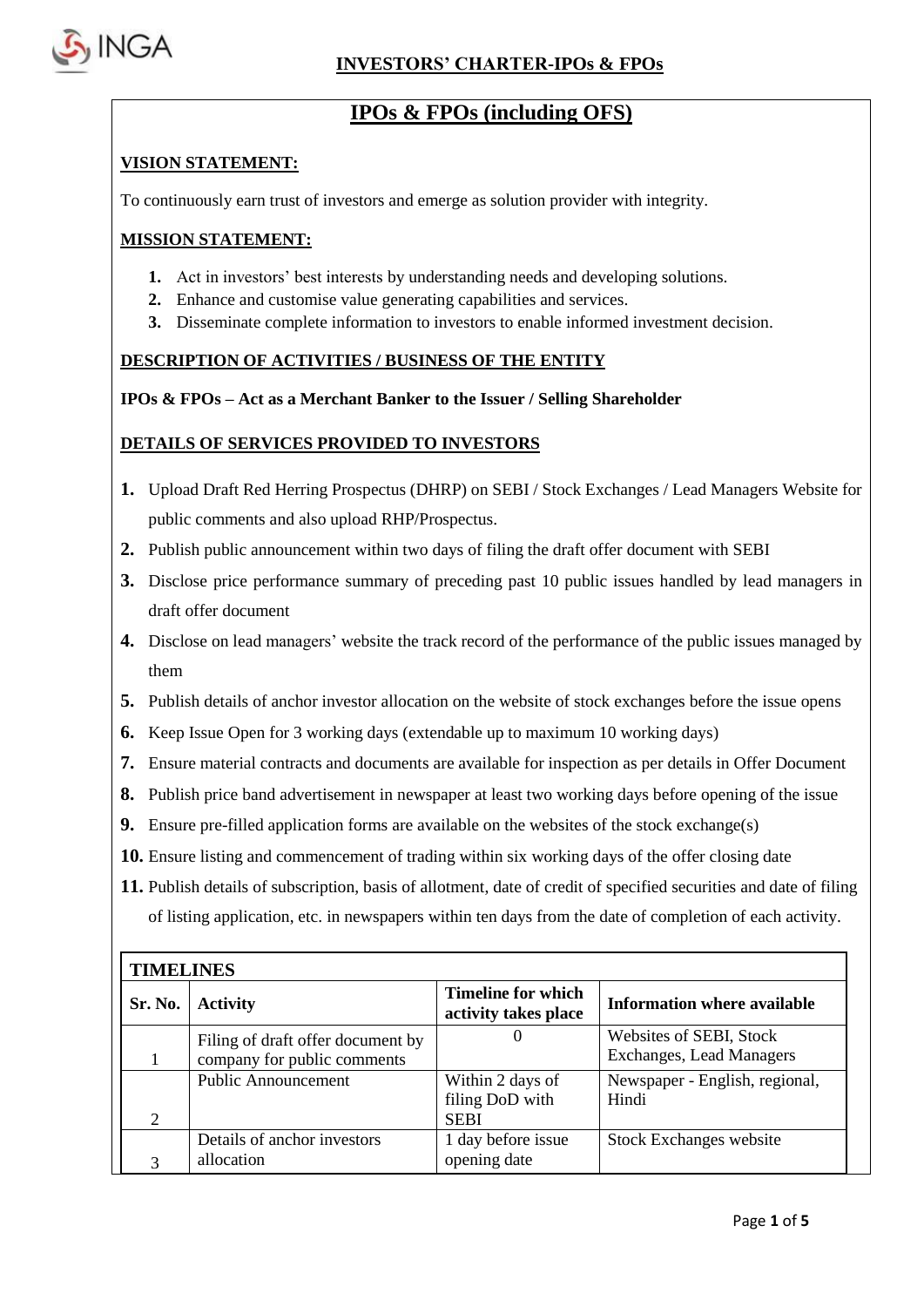# INVESTORS' CHARTER-IPOs & FPOs

## IPOs & FPOs (including OFS)

### VISION STATEMENT:

To continuously earn trust of investors and emerge as solution provider with integrity.

### MISSION STATEMENT:

1. Act in investors' best interests by understanding needs and developing solutions.
2. Enhance and customise value generating capabilities and services.
3. Disseminate complete information to investors to enable informed investment decision.

### DESCRIPTION OF ACTIVITIES / BUSINESS OF THE ENTITY

**IPOs & FPOs – Act as a Merchant Banker to the Issuer / Selling Shareholder**

### DETAILS OF SERVICES PROVIDED TO INVESTORS

1. Upload Draft Red Herring Prospectus (DHRP) on SEBI / Stock Exchanges / Lead Managers Website for public comments and also upload RHP/Prospectus.
2. Publish public announcement within two days of filing the draft offer document with SEBI
3. Disclose price performance summary of preceding past 10 public issues handled by lead managers in draft offer document
4. Disclose on lead managers' website the track record of the performance of the public issues managed by them
5. Publish details of anchor investor allocation on the website of stock exchanges before the issue opens
6. Keep Issue Open for 3 working days (extendable up to maximum 10 working days)
7. Ensure material contracts and documents are available for inspection as per details in Offer Document
8. Publish price band advertisement in newspaper at least two working days before opening of the issue
9. Ensure pre-filled application forms are available on the websites of the stock exchange(s)
10. Ensure listing and commencement of trading within six working days of the offer closing date
11. Publish details of subscription, basis of allotment, date of credit of specified securities and date of filing of listing application, etc. in newspapers within ten days from the date of completion of each activity.

| TIMELINES | | | |
|---|---|---|---|
| **Sr. No.** | **Activity** | **Timeline for which activity takes place** | **Information where available** |
| 1 | Filing of draft offer document by company for public comments | 0 | Websites of SEBI, Stock Exchanges, Lead Managers |
| 2 | Public Announcement | Within 2 days of filing DoD with SEBI | Newspaper - English, regional, Hindi |
| 3 | Details of anchor investors allocation | 1 day before issue opening date | Stock Exchanges website |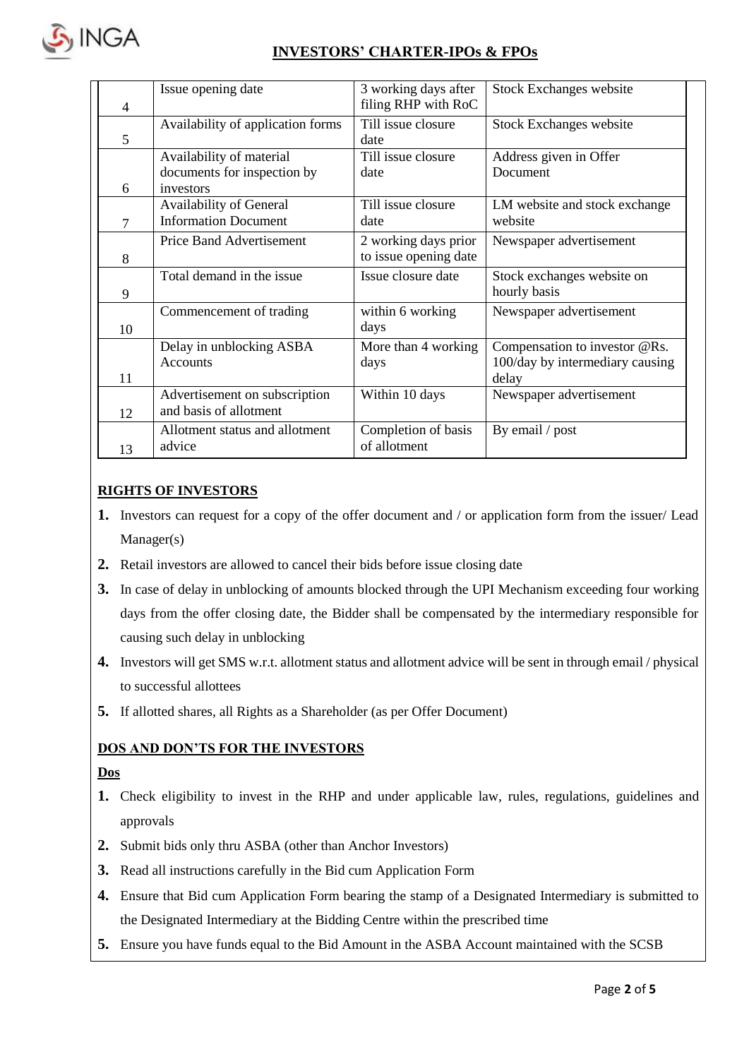| 4 | Issue opening date | 3 working days after filing RHP with RoC | Stock Exchanges website |
|---|---|---|---|
| 5 | Availability of application forms | Till issue closure date | Stock Exchanges website |
| 6 | Availability of material documents for inspection by investors | Till issue closure date | Address given in Offer Document |
| 7 | Availability of General Information Document | Till issue closure date | LM website and stock exchange website |
| 8 | Price Band Advertisement | 2 working days prior to issue opening date | Newspaper advertisement |
| 9 | Total demand in the issue | Issue closure date | Stock exchanges website on hourly basis |
| 10 | Commencement of trading | within 6 working days | Newspaper advertisement |
| 11 | Delay in unblocking ASBA Accounts | More than 4 working days | Compensation to investor @Rs. 100/day by intermediary causing delay |
| 12 | Advertisement on subscription and basis of allotment | Within 10 days | Newspaper advertisement |
| 13 | Allotment status and allotment advice | Completion of basis of allotment | By email / post |

## RIGHTS OF INVESTORS

1. Investors can request for a copy of the offer document and / or application form from the issuer/ Lead Manager(s)
2. Retail investors are allowed to cancel their bids before issue closing date
3. In case of delay in unblocking of amounts blocked through the UPI Mechanism exceeding four working days from the offer closing date, the Bidder shall be compensated by the intermediary responsible for causing such delay in unblocking
4. Investors will get SMS w.r.t. allotment status and allotment advice will be sent in through email / physical to successful allottees
5. If allotted shares, all Rights as a Shareholder (as per Offer Document)

## DOS AND DON'TS FOR THE INVESTORS

### Dos

1. Check eligibility to invest in the RHP and under applicable law, rules, regulations, guidelines and approvals
2. Submit bids only thru ASBA (other than Anchor Investors)
3. Read all instructions carefully in the Bid cum Application Form
4. Ensure that Bid cum Application Form bearing the stamp of a Designated Intermediary is submitted to the Designated Intermediary at the Bidding Centre within the prescribed time
5. Ensure you have funds equal to the Bid Amount in the ASBA Account maintained with the SCSB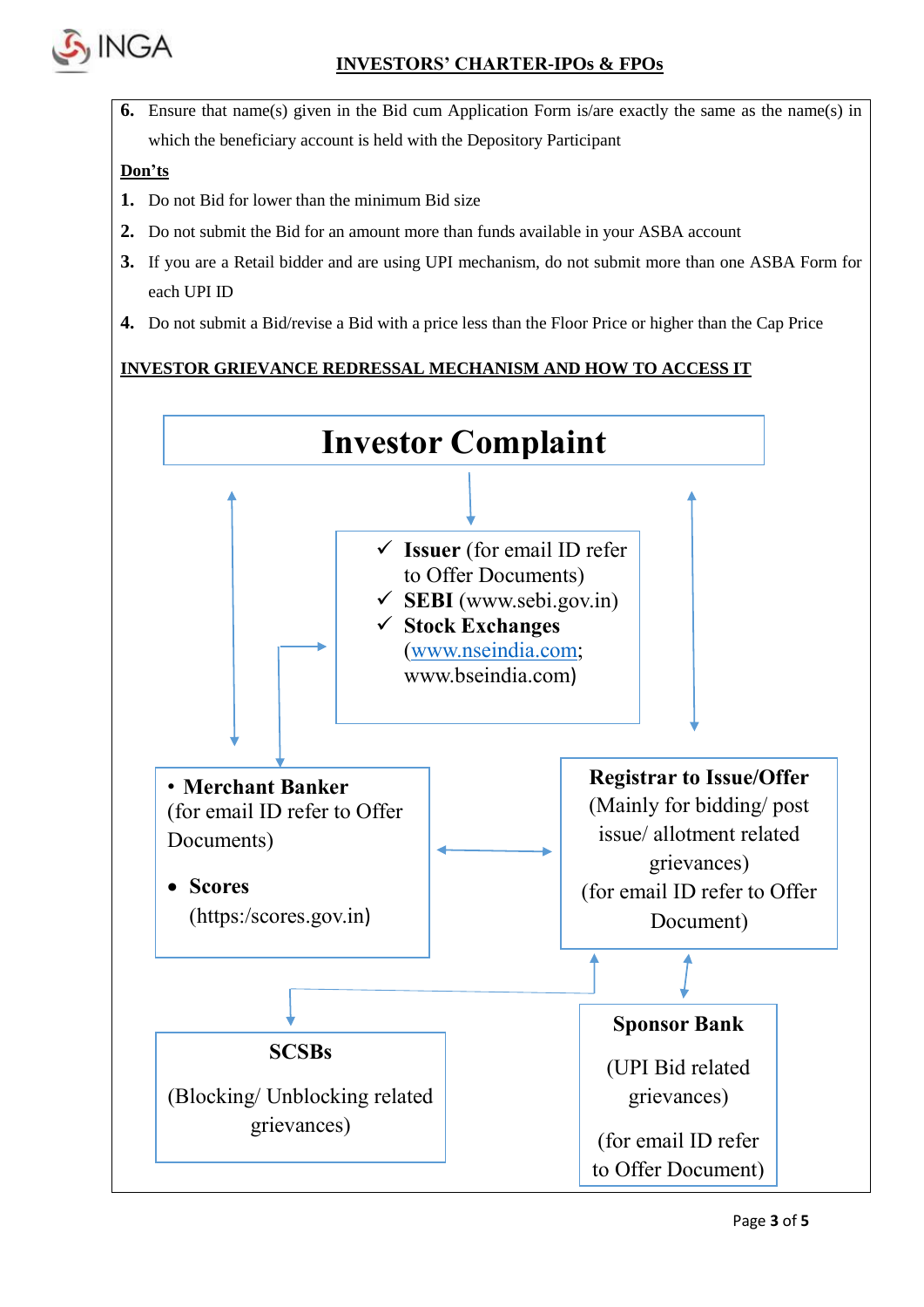6. Ensure that name(s) given in the Bid cum Application Form is/are exactly the same as the name(s) in which the beneficiary account is held with the Depository Participant

**Don'ts**

1. Do not Bid for lower than the minimum Bid size
2. Do not submit the Bid for an amount more than funds available in your ASBA account
3. If you are a Retail bidder and are using UPI mechanism, do not submit more than one ASBA Form for each UPI ID
4. Do not submit a Bid/revise a Bid with a price less than the Floor Price or higher than the Cap Price

**INVESTOR GRIEVANCE REDRESSAL MECHANISM AND HOW TO ACCESS IT**

**Investor Complaint**

- ✓ **Issuer** (for email ID refer to Offer Documents)
- ✓ **SEBI** (www.sebi.gov.in)
- ✓ **Stock Exchanges** (www.nseindia.com; www.bseindia.com)

- **Merchant Banker** (for email ID refer to Offer Documents)
- **Scores** (https:/scores.gov.in)

**Registrar to Issue/Offer**
(Mainly for bidding/ post issue/ allotment related grievances)
(for email ID refer to Offer Document)

**SCSBs**
(Blocking/ Unblocking related grievances)

**Sponsor Bank**
(UPI Bid related grievances)
(for email ID refer to Offer Document)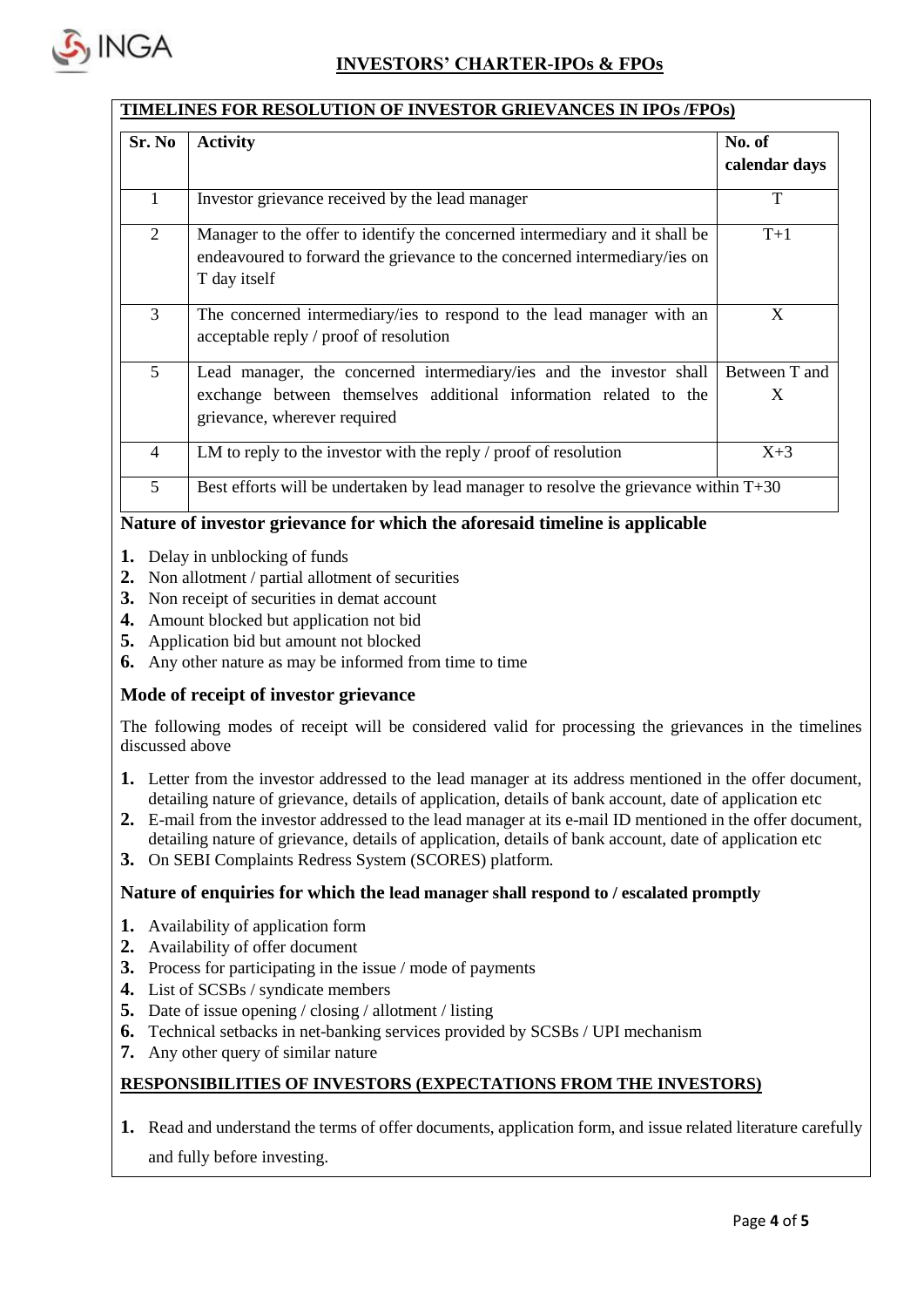## INVESTORS' CHARTER-IPOs & FPOs

### TIMELINES FOR RESOLUTION OF INVESTOR GRIEVANCES IN IPOs /FPOs)

| Sr. No | Activity | No. of calendar days |
|---|---|---|
| 1 | Investor grievance received by the lead manager | T |
| 2 | Manager to the offer to identify the concerned intermediary and it shall be endeavoured to forward the grievance to the concerned intermediary/ies on T day itself | T+1 |
| 3 | The concerned intermediary/ies to respond to the lead manager with an acceptable reply / proof of resolution | X |
| 5 | Lead manager, the concerned intermediary/ies and the investor shall exchange between themselves additional information related to the grievance, wherever required | Between T and X |
| 4 | LM to reply to the investor with the reply / proof of resolution | X+3 |
| 5 | Best efforts will be undertaken by lead manager to resolve the grievance within T+30 | |

### Nature of investor grievance for which the aforesaid timeline is applicable

1. Delay in unblocking of funds
2. Non allotment / partial allotment of securities
3. Non receipt of securities in demat account
4. Amount blocked but application not bid
5. Application bid but amount not blocked
6. Any other nature as may be informed from time to time

### Mode of receipt of investor grievance

The following modes of receipt will be considered valid for processing the grievances in the timelines discussed above

1. Letter from the investor addressed to the lead manager at its address mentioned in the offer document, detailing nature of grievance, details of application, details of bank account, date of application etc
2. E-mail from the investor addressed to the lead manager at its e-mail ID mentioned in the offer document, detailing nature of grievance, details of application, details of bank account, date of application etc
3. On SEBI Complaints Redress System (SCORES) platform.

### Nature of enquiries for which the lead manager shall respond to / escalated promptly

1. Availability of application form
2. Availability of offer document
3. Process for participating in the issue / mode of payments
4. List of SCSBs / syndicate members
5. Date of issue opening / closing / allotment / listing
6. Technical setbacks in net-banking services provided by SCSBs / UPI mechanism
7. Any other query of similar nature

### RESPONSIBILITIES OF INVESTORS (EXPECTATIONS FROM THE INVESTORS)

1. Read and understand the terms of offer documents, application form, and issue related literature carefully and fully before investing.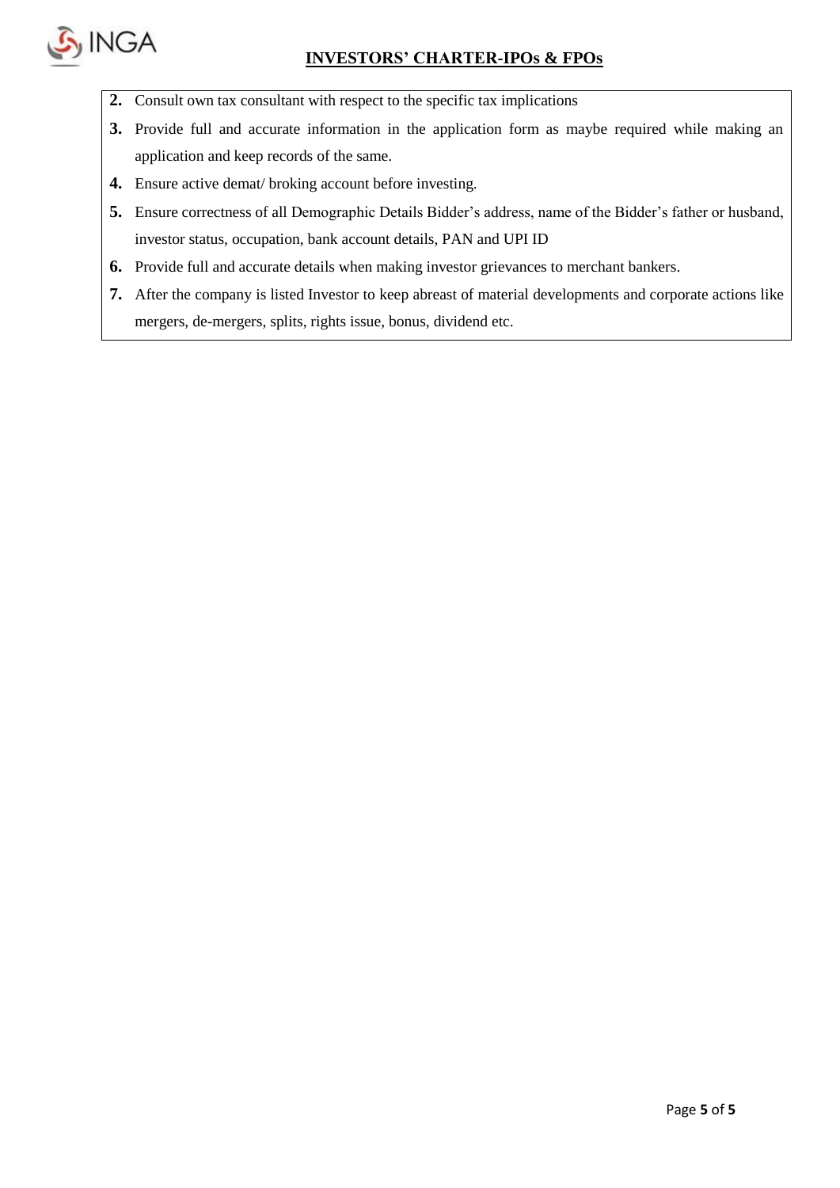2. Consult own tax consultant with respect to the specific tax implications
3. Provide full and accurate information in the application form as maybe required while making an application and keep records of the same.
4. Ensure active demat/ broking account before investing.
5. Ensure correctness of all Demographic Details Bidder's address, name of the Bidder's father or husband, investor status, occupation, bank account details, PAN and UPI ID
6. Provide full and accurate details when making investor grievances to merchant bankers.
7. After the company is listed Investor to keep abreast of material developments and corporate actions like mergers, de-mergers, splits, rights issue, bonus, dividend etc.